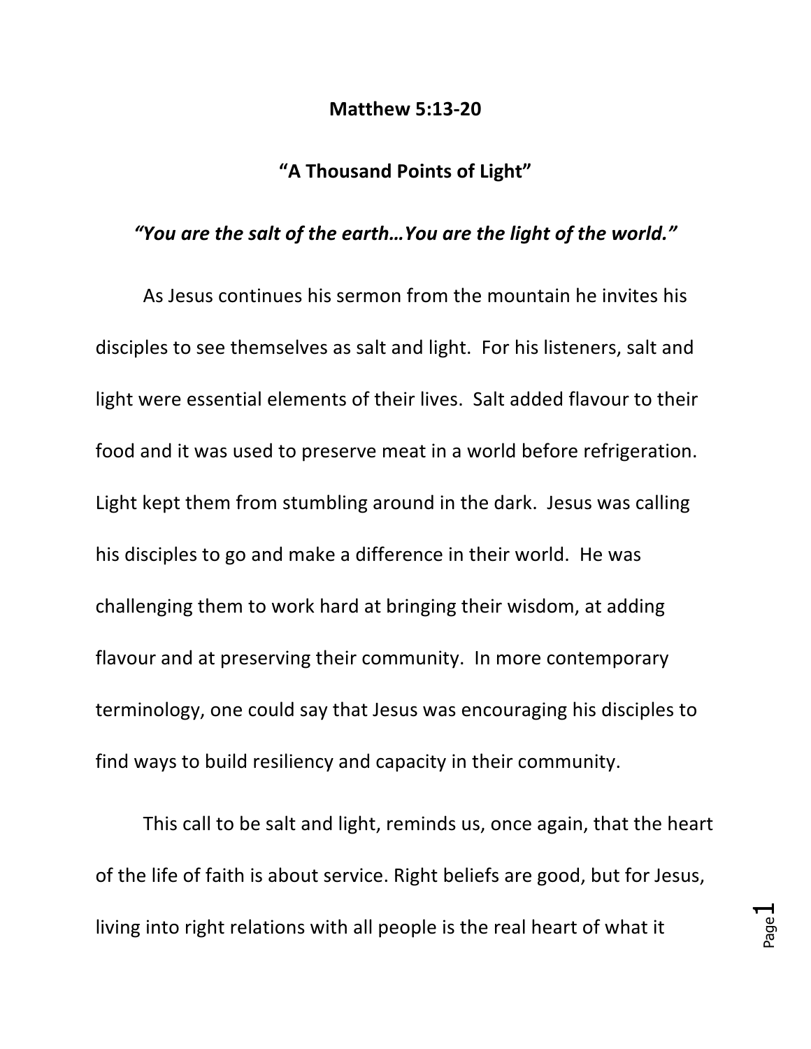**Matthew 5:13-20**

**"A Thousand Points of Light"**

***"You are the salt of the earth…You are the light of the world."***

As Jesus continues his sermon from the mountain he invites his disciples to see themselves as salt and light. For his listeners, salt and light were essential elements of their lives. Salt added flavour to their food and it was used to preserve meat in a world before refrigeration. Light kept them from stumbling around in the dark. Jesus was calling his disciples to go and make a difference in their world. He was challenging them to work hard at bringing their wisdom, at adding flavour and at preserving their community. In more contemporary terminology, one could say that Jesus was encouraging his disciples to find ways to build resiliency and capacity in their community.

This call to be salt and light, reminds us, once again, that the heart of the life of faith is about service. Right beliefs are good, but for Jesus, living into right relations with all people is the real heart of what it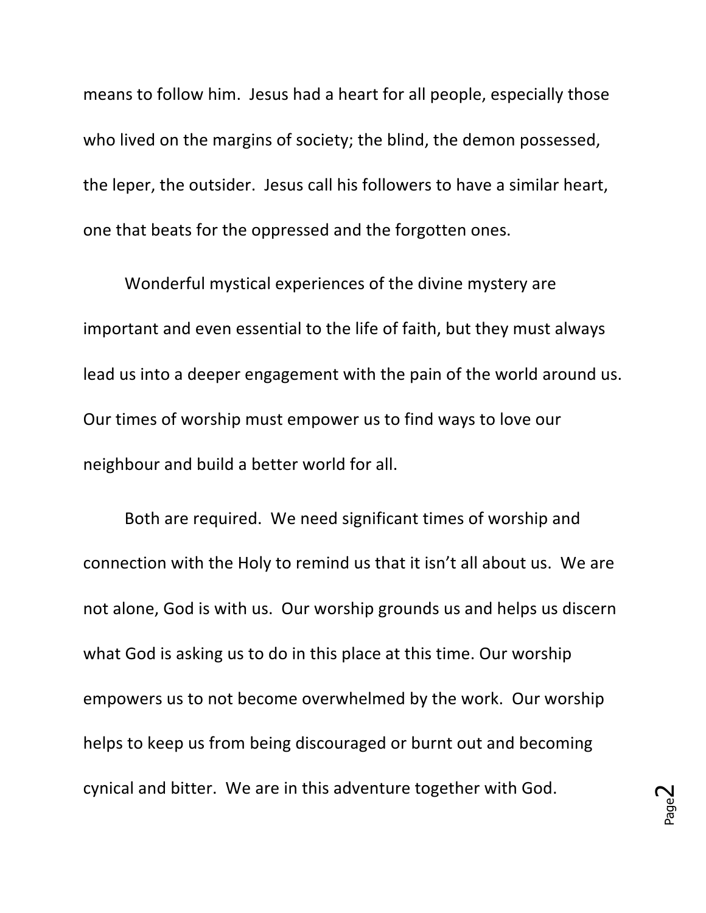means to follow him. Jesus had a heart for all people, especially those who lived on the margins of society; the blind, the demon possessed, the leper, the outsider. Jesus call his followers to have a similar heart, one that beats for the oppressed and the forgotten ones.

Wonderful mystical experiences of the divine mystery are important and even essential to the life of faith, but they must always lead us into a deeper engagement with the pain of the world around us. Our times of worship must empower us to find ways to love our neighbour and build a better world for all.

Both are required. We need significant times of worship and connection with the Holy to remind us that it isn't all about us. We are not alone, God is with us. Our worship grounds us and helps us discern what God is asking us to do in this place at this time. Our worship empowers us to not become overwhelmed by the work. Our worship helps to keep us from being discouraged or burnt out and becoming cynical and bitter. We are in this adventure together with God.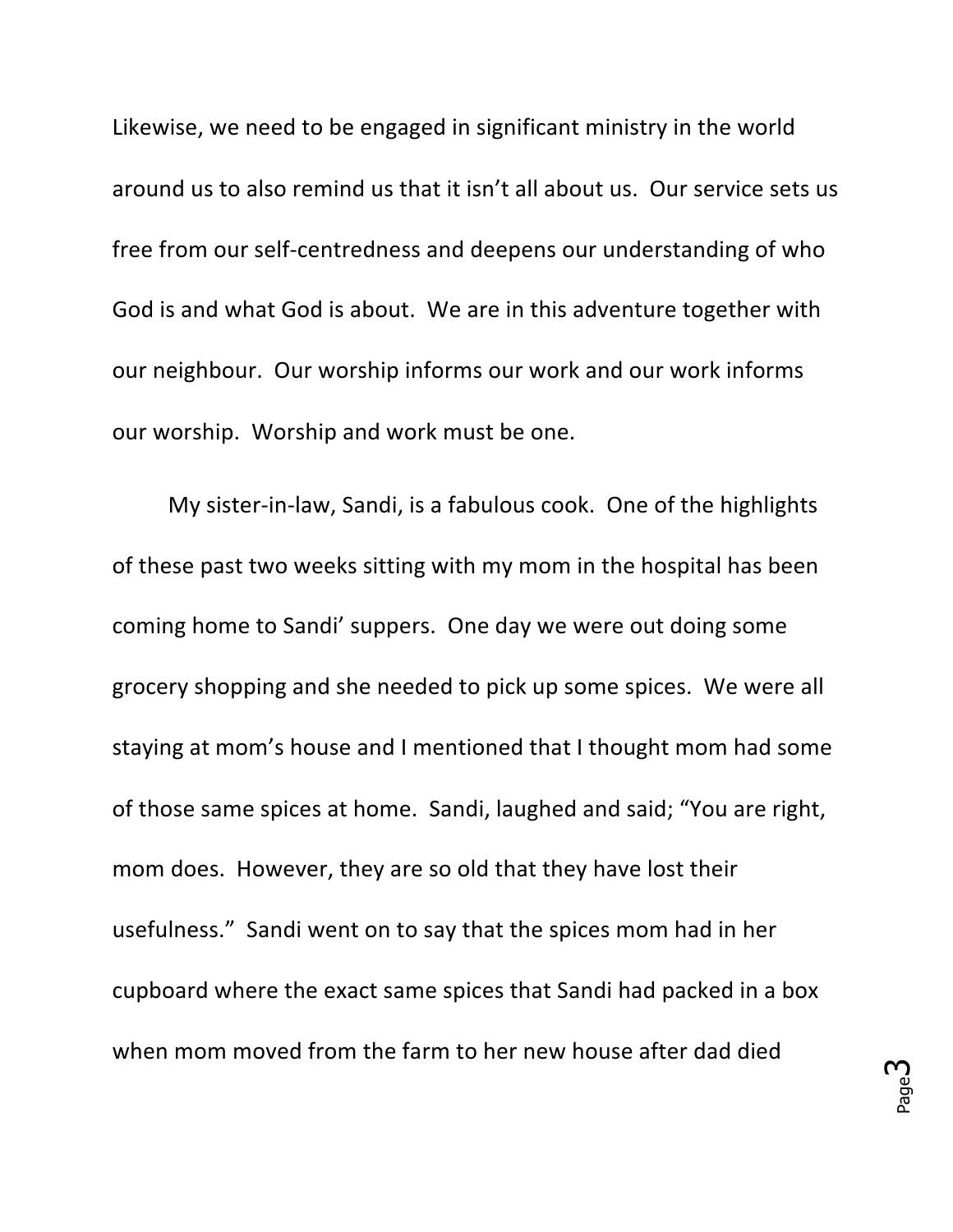Likewise, we need to be engaged in significant ministry in the world around us to also remind us that it isn't all about us. Our service sets us free from our self-centredness and deepens our understanding of who God is and what God is about. We are in this adventure together with our neighbour. Our worship informs our work and our work informs our worship. Worship and work must be one.

My sister-in-law, Sandi, is a fabulous cook. One of the highlights of these past two weeks sitting with my mom in the hospital has been coming home to Sandi' suppers. One day we were out doing some grocery shopping and she needed to pick up some spices. We were all staying at mom's house and I mentioned that I thought mom had some of those same spices at home. Sandi, laughed and said; "You are right, mom does. However, they are so old that they have lost their usefulness." Sandi went on to say that the spices mom had in her cupboard where the exact same spices that Sandi had packed in a box when mom moved from the farm to her new house after dad died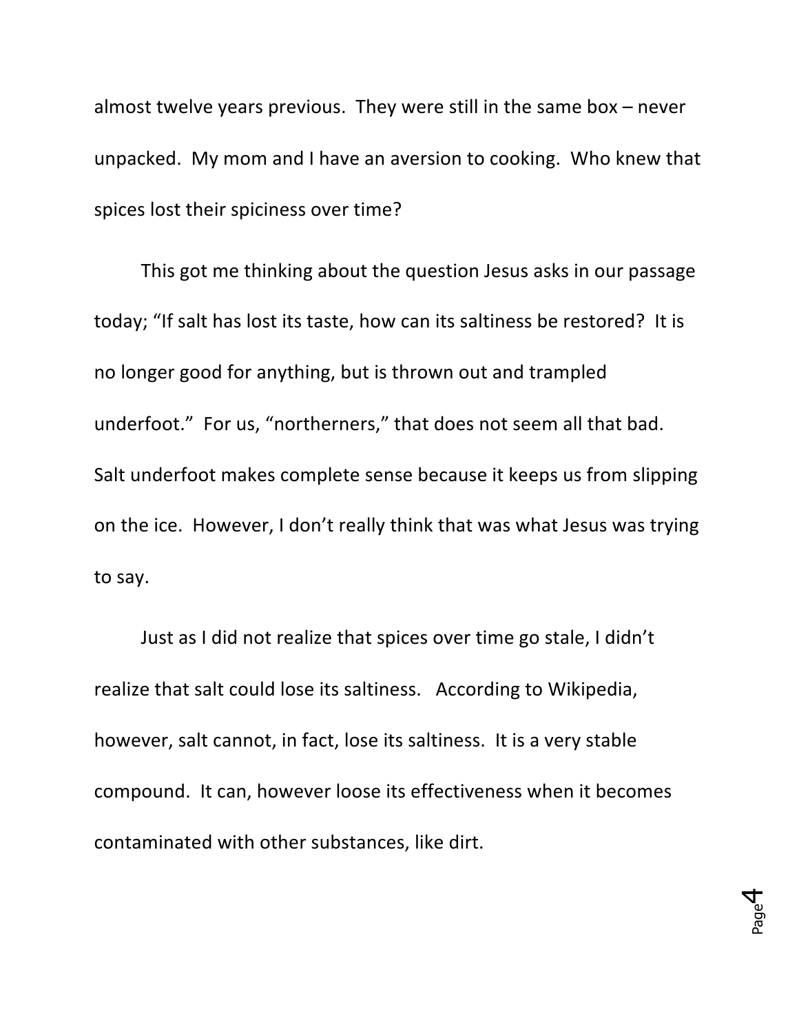almost twelve years previous. They were still in the same box – never unpacked. My mom and I have an aversion to cooking. Who knew that spices lost their spiciness over time?

This got me thinking about the question Jesus asks in our passage today; "If salt has lost its taste, how can its saltiness be restored? It is no longer good for anything, but is thrown out and trampled underfoot." For us, "northerners," that does not seem all that bad. Salt underfoot makes complete sense because it keeps us from slipping on the ice. However, I don't really think that was what Jesus was trying to say.

Just as I did not realize that spices over time go stale, I didn't realize that salt could lose its saltiness. According to Wikipedia, however, salt cannot, in fact, lose its saltiness. It is a very stable compound. It can, however loose its effectiveness when it becomes contaminated with other substances, like dirt.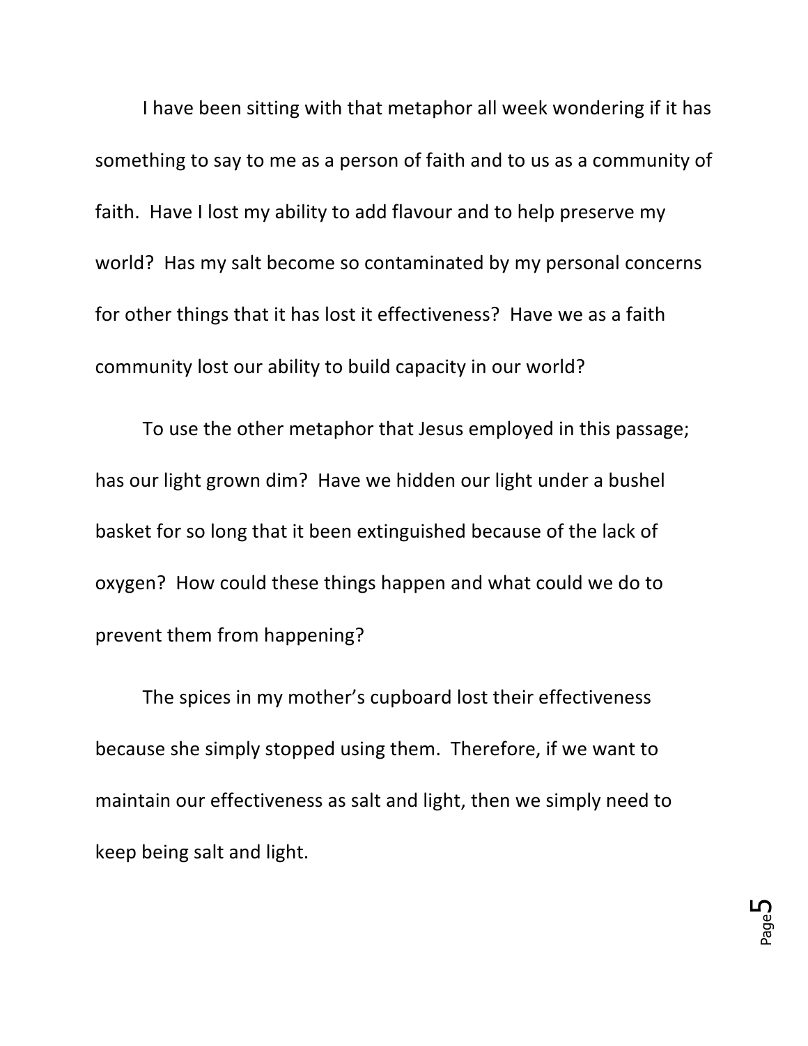I have been sitting with that metaphor all week wondering if it has something to say to me as a person of faith and to us as a community of faith. Have I lost my ability to add flavour and to help preserve my world? Has my salt become so contaminated by my personal concerns for other things that it has lost it effectiveness? Have we as a faith community lost our ability to build capacity in our world?

To use the other metaphor that Jesus employed in this passage; has our light grown dim? Have we hidden our light under a bushel basket for so long that it been extinguished because of the lack of oxygen? How could these things happen and what could we do to prevent them from happening?

The spices in my mother's cupboard lost their effectiveness because she simply stopped using them. Therefore, if we want to maintain our effectiveness as salt and light, then we simply need to keep being salt and light.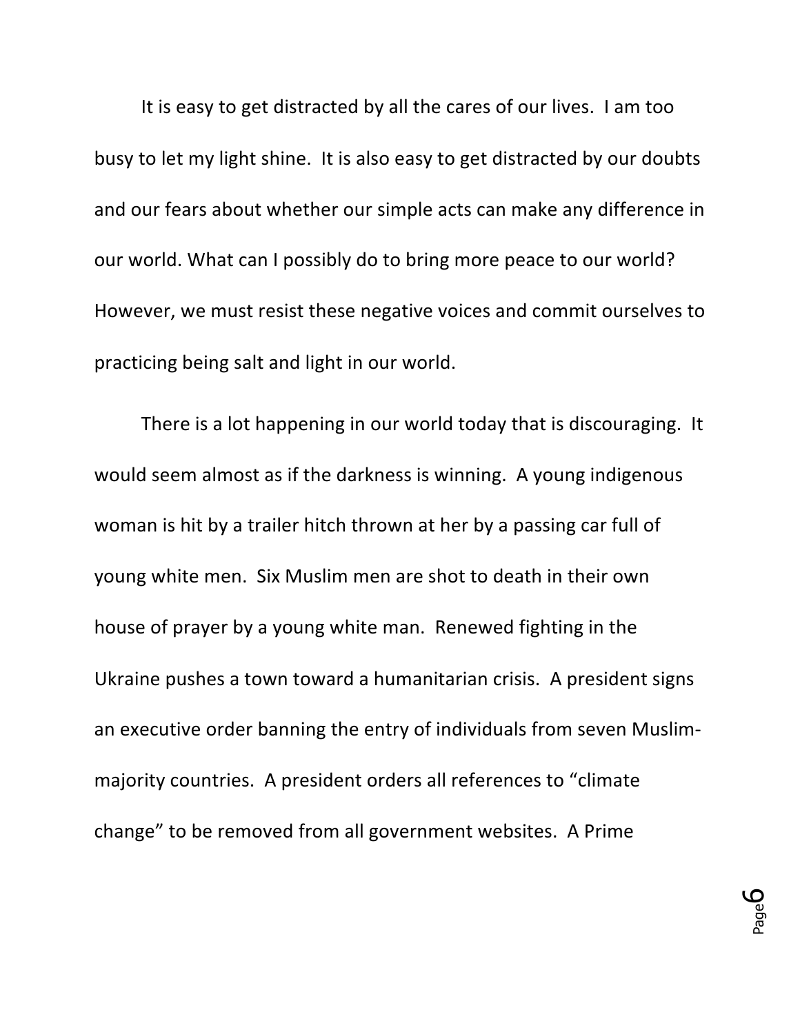It is easy to get distracted by all the cares of our lives. I am too busy to let my light shine. It is also easy to get distracted by our doubts and our fears about whether our simple acts can make any difference in our world. What can I possibly do to bring more peace to our world? However, we must resist these negative voices and commit ourselves to practicing being salt and light in our world.

There is a lot happening in our world today that is discouraging. It would seem almost as if the darkness is winning. A young indigenous woman is hit by a trailer hitch thrown at her by a passing car full of young white men. Six Muslim men are shot to death in their own house of prayer by a young white man. Renewed fighting in the Ukraine pushes a town toward a humanitarian crisis. A president signs an executive order banning the entry of individuals from seven Muslim-majority countries. A president orders all references to "climate change" to be removed from all government websites. A Prime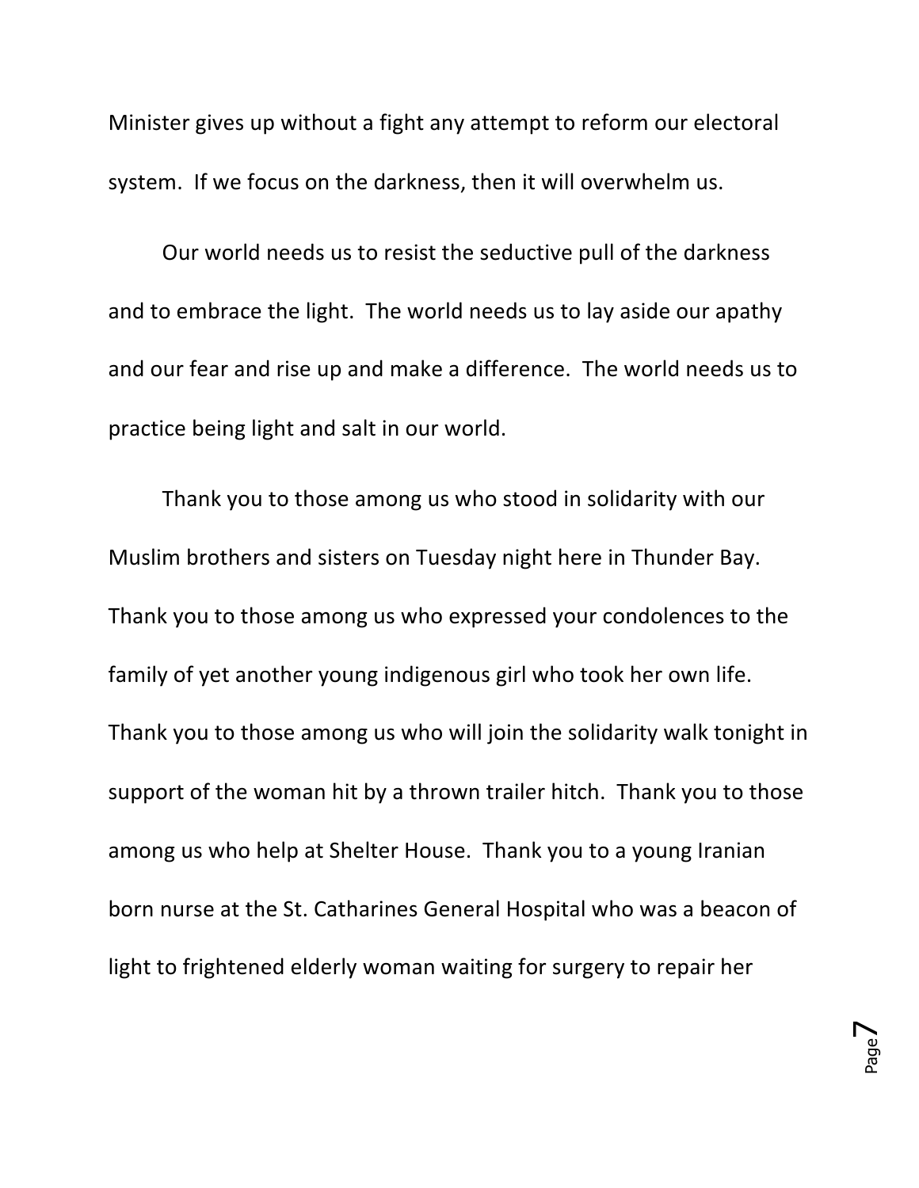Minister gives up without a fight any attempt to reform our electoral system. If we focus on the darkness, then it will overwhelm us.

Our world needs us to resist the seductive pull of the darkness and to embrace the light. The world needs us to lay aside our apathy and our fear and rise up and make a difference. The world needs us to practice being light and salt in our world.

Thank you to those among us who stood in solidarity with our Muslim brothers and sisters on Tuesday night here in Thunder Bay. Thank you to those among us who expressed your condolences to the family of yet another young indigenous girl who took her own life. Thank you to those among us who will join the solidarity walk tonight in support of the woman hit by a thrown trailer hitch. Thank you to those among us who help at Shelter House. Thank you to a young Iranian born nurse at the St. Catharines General Hospital who was a beacon of light to frightened elderly woman waiting for surgery to repair her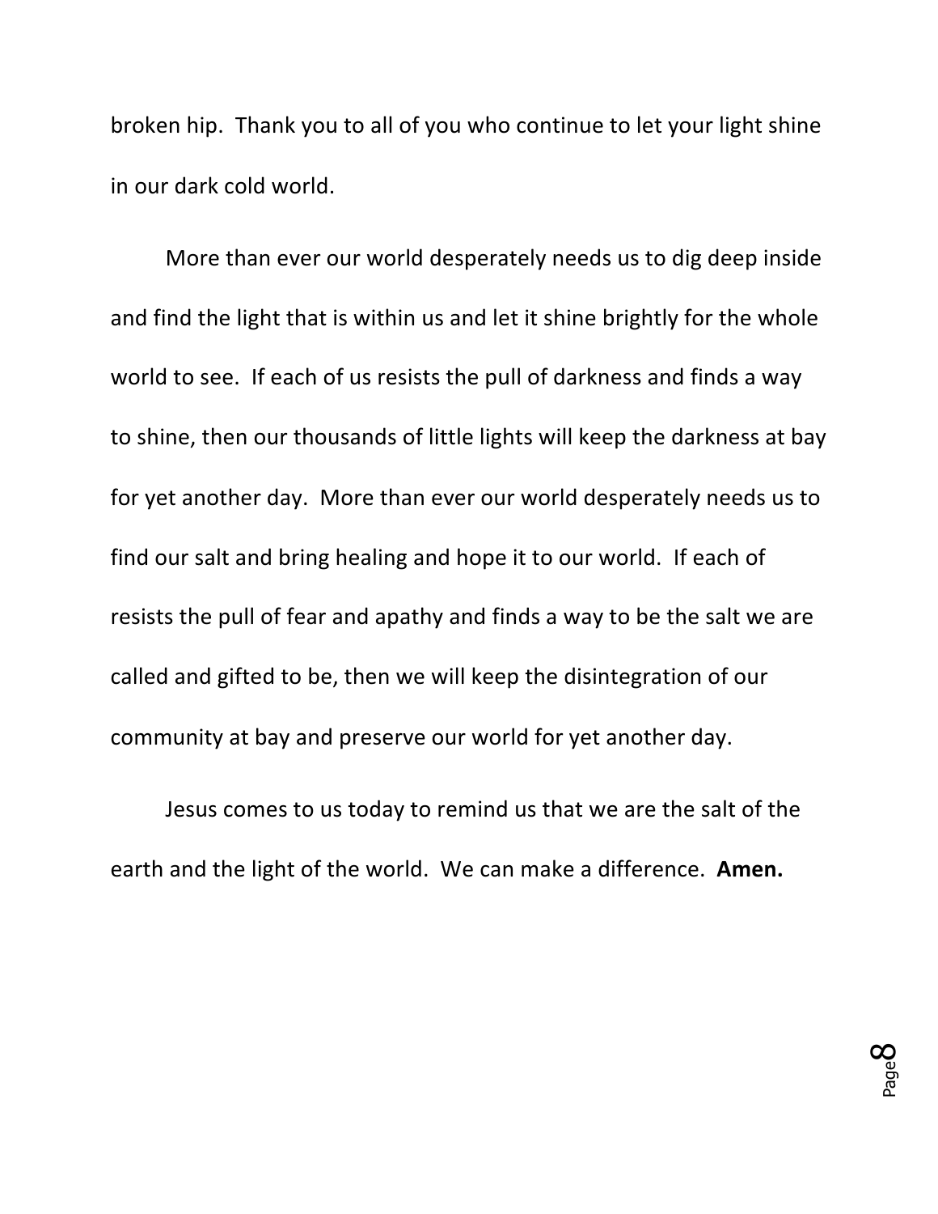broken hip. Thank you to all of you who continue to let your light shine in our dark cold world.

More than ever our world desperately needs us to dig deep inside and find the light that is within us and let it shine brightly for the whole world to see. If each of us resists the pull of darkness and finds a way to shine, then our thousands of little lights will keep the darkness at bay for yet another day. More than ever our world desperately needs us to find our salt and bring healing and hope it to our world. If each of resists the pull of fear and apathy and finds a way to be the salt we are called and gifted to be, then we will keep the disintegration of our community at bay and preserve our world for yet another day.

Jesus comes to us today to remind us that we are the salt of the earth and the light of the world. We can make a difference. **Amen.**